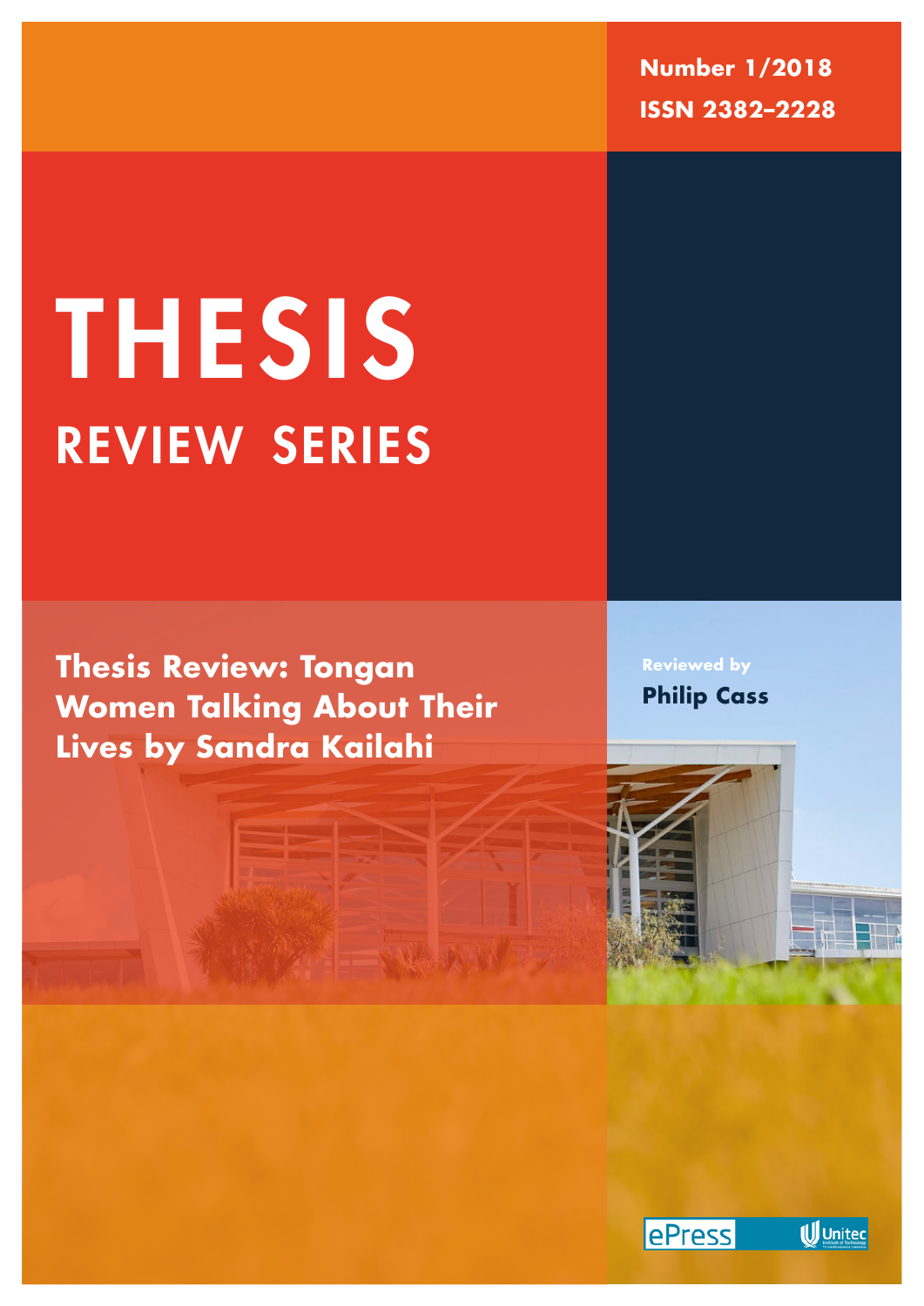Number 1/2018

ISSN 2382-2228

# THESIS

## REVIEW SERIES

**Thesis Review: Tongan Women Talking About Their Lives by Sandra Kailahi**

Reviewed by

**Philip Cass**

ePress Unitec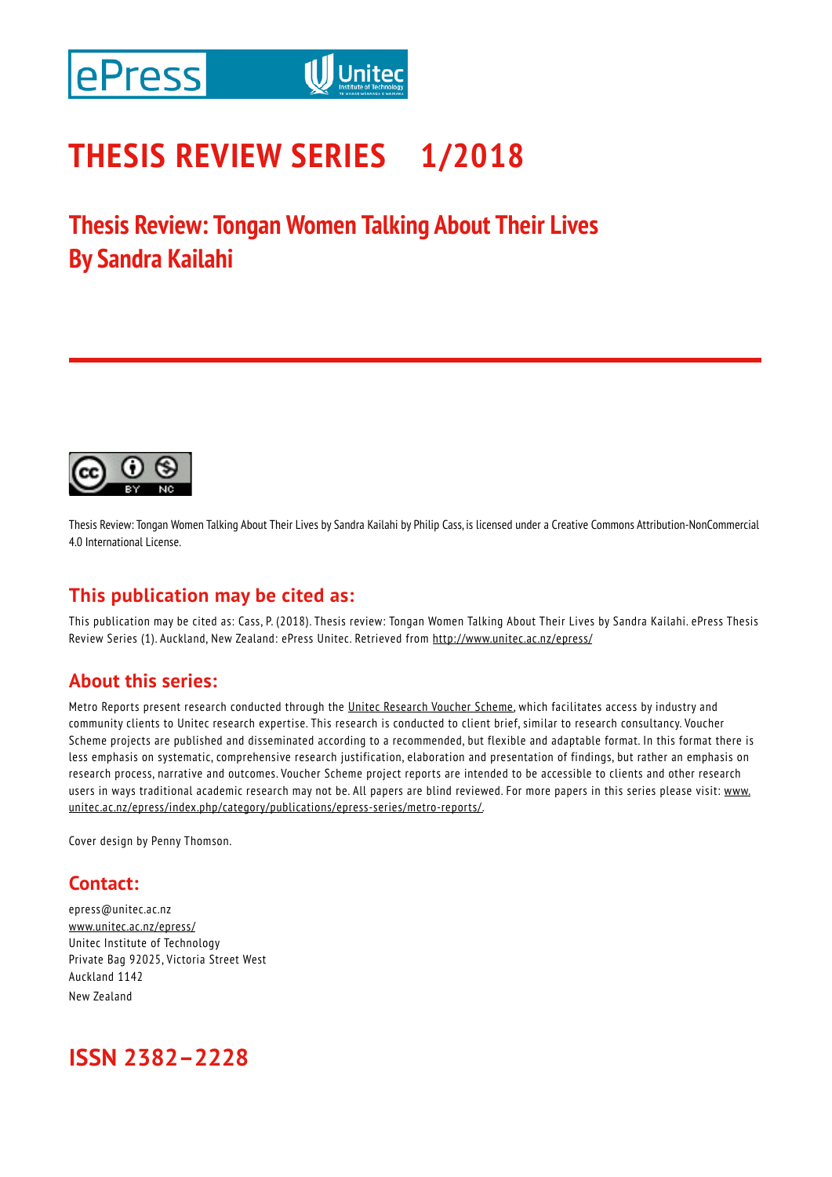# THESIS REVIEW SERIES 1/2018

## Thesis Review: Tongan Women Talking About Their Lives By Sandra Kailahi

Thesis Review: Tongan Women Talking About Their Lives by Sandra Kailahi by Philip Cass, is licensed under a Creative Commons Attribution-NonCommercial 4.0 International License.

## This publication may be cited as:

This publication may be cited as: Cass, P. (2018). Thesis review: Tongan Women Talking About Their Lives by Sandra Kailahi. ePress Thesis Review Series (1). Auckland, New Zealand: ePress Unitec. Retrieved from http://www.unitec.ac.nz/epress/

## About this series:

Metro Reports present research conducted through the Unitec Research Voucher Scheme, which facilitates access by industry and community clients to Unitec research expertise. This research is conducted to client brief, similar to research consultancy. Voucher Scheme projects are published and disseminated according to a recommended, but flexible and adaptable format. In this format there is less emphasis on systematic, comprehensive research justification, elaboration and presentation of findings, but rather an emphasis on research process, narrative and outcomes. Voucher Scheme project reports are intended to be accessible to clients and other research users in ways traditional academic research may not be. All papers are blind reviewed. For more papers in this series please visit: www.unitec.ac.nz/epress/index.php/category/publications/epress-series/metro-reports/.

Cover design by Penny Thomson.

## Contact:

epress@unitec.ac.nz
www.unitec.ac.nz/epress/
Unitec Institute of Technology
Private Bag 92025, Victoria Street West
Auckland 1142
New Zealand

## ISSN 2382–2228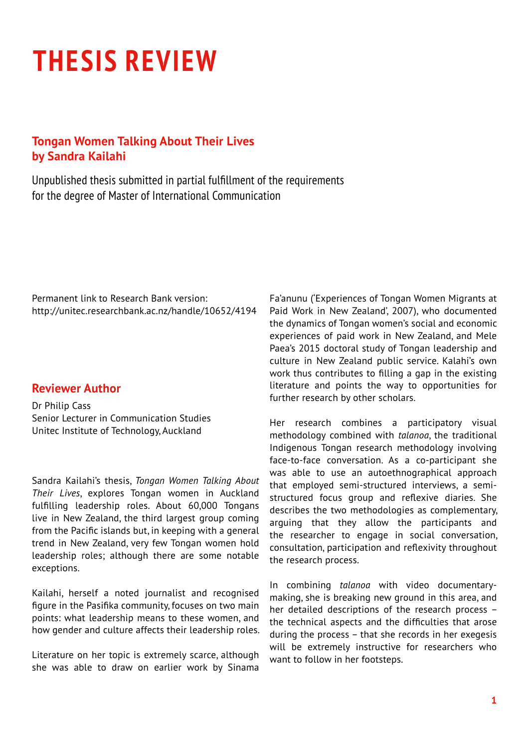# THESIS REVIEW

### Tongan Women Talking About Their Lives
### by Sandra Kailahi

Unpublished thesis submitted in partial fulfillment of the requirements for the degree of Master of International Communication

Permanent link to Research Bank version:
http://unitec.researchbank.ac.nz/handle/10652/4194

## Reviewer Author

Dr Philip Cass
Senior Lecturer in Communication Studies
Unitec Institute of Technology, Auckland

Sandra Kailahi's thesis, *Tongan Women Talking About Their Lives*, explores Tongan women in Auckland fulfilling leadership roles. About 60,000 Tongans live in New Zealand, the third largest group coming from the Pacific islands but, in keeping with a general trend in New Zealand, very few Tongan women hold leadership roles; although there are some notable exceptions.

Kailahi, herself a noted journalist and recognised figure in the Pasifika community, focuses on two main points: what leadership means to these women, and how gender and culture affects their leadership roles.

Literature on her topic is extremely scarce, although she was able to draw on earlier work by Sinama Fa'anunu ('Experiences of Tongan Women Migrants at Paid Work in New Zealand', 2007), who documented the dynamics of Tongan women's social and economic experiences of paid work in New Zealand, and Mele Paea's 2015 doctoral study of Tongan leadership and culture in New Zealand public service. Kalahi's own work thus contributes to filling a gap in the existing literature and points the way to opportunities for further research by other scholars.

Her research combines a participatory visual methodology combined with *talanoa*, the traditional Indigenous Tongan research methodology involving face-to-face conversation. As a co-participant she was able to use an autoethnographical approach that employed semi-structured interviews, a semi-structured focus group and reflexive diaries. She describes the two methodologies as complementary, arguing that they allow the participants and the researcher to engage in social conversation, consultation, participation and reflexivity throughout the research process.

In combining *talanoa* with video documentary-making, she is breaking new ground in this area, and her detailed descriptions of the research process – the technical aspects and the difficulties that arose during the process – that she records in her exegesis will be extremely instructive for researchers who want to follow in her footsteps.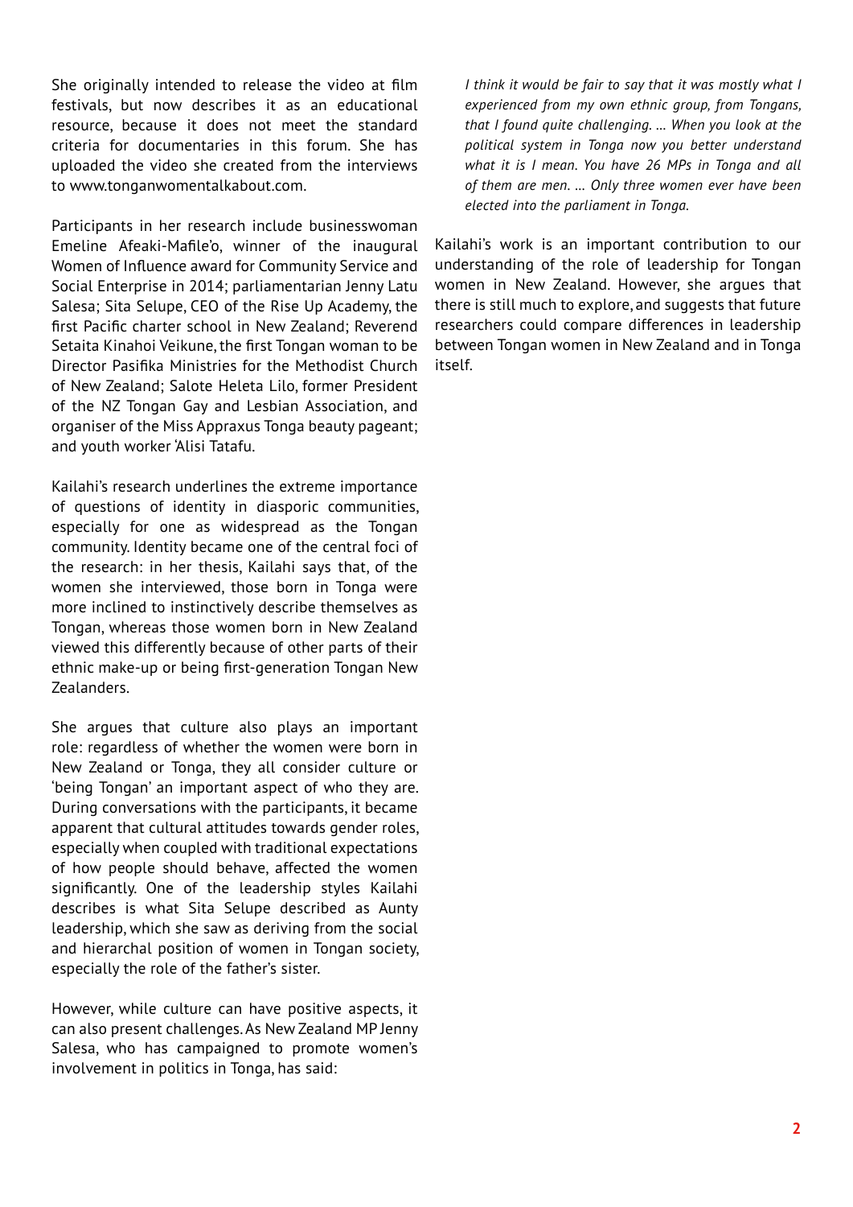She originally intended to release the video at film festivals, but now describes it as an educational resource, because it does not meet the standard criteria for documentaries in this forum. She has uploaded the video she created from the interviews to www.tonganwomentalkabout.com.

Participants in her research include businesswoman Emeline Afeaki-Mafile'o, winner of the inaugural Women of Influence award for Community Service and Social Enterprise in 2014; parliamentarian Jenny Latu Salesa; Sita Selupe, CEO of the Rise Up Academy, the first Pacific charter school in New Zealand; Reverend Setaita Kinahoi Veikune, the first Tongan woman to be Director Pasifika Ministries for the Methodist Church of New Zealand; Salote Heleta Lilo, former President of the NZ Tongan Gay and Lesbian Association, and organiser of the Miss Appraxus Tonga beauty pageant; and youth worker 'Alisi Tatafu.

Kailahi's research underlines the extreme importance of questions of identity in diasporic communities, especially for one as widespread as the Tongan community. Identity became one of the central foci of the research: in her thesis, Kailahi says that, of the women she interviewed, those born in Tonga were more inclined to instinctively describe themselves as Tongan, whereas those women born in New Zealand viewed this differently because of other parts of their ethnic make-up or being first-generation Tongan New Zealanders.

She argues that culture also plays an important role: regardless of whether the women were born in New Zealand or Tonga, they all consider culture or 'being Tongan' an important aspect of who they are. During conversations with the participants, it became apparent that cultural attitudes towards gender roles, especially when coupled with traditional expectations of how people should behave, affected the women significantly. One of the leadership styles Kailahi describes is what Sita Selupe described as Aunty leadership, which she saw as deriving from the social and hierarchal position of women in Tongan society, especially the role of the father's sister.

However, while culture can have positive aspects, it can also present challenges. As New Zealand MP Jenny Salesa, who has campaigned to promote women's involvement in politics in Tonga, has said:

> *I think it would be fair to say that it was mostly what I experienced from my own ethnic group, from Tongans, that I found quite challenging. … When you look at the political system in Tonga now you better understand what it is I mean. You have 26 MPs in Tonga and all of them are men. … Only three women ever have been elected into the parliament in Tonga.*

Kailahi's work is an important contribution to our understanding of the role of leadership for Tongan women in New Zealand. However, she argues that there is still much to explore, and suggests that future researchers could compare differences in leadership between Tongan women in New Zealand and in Tonga itself.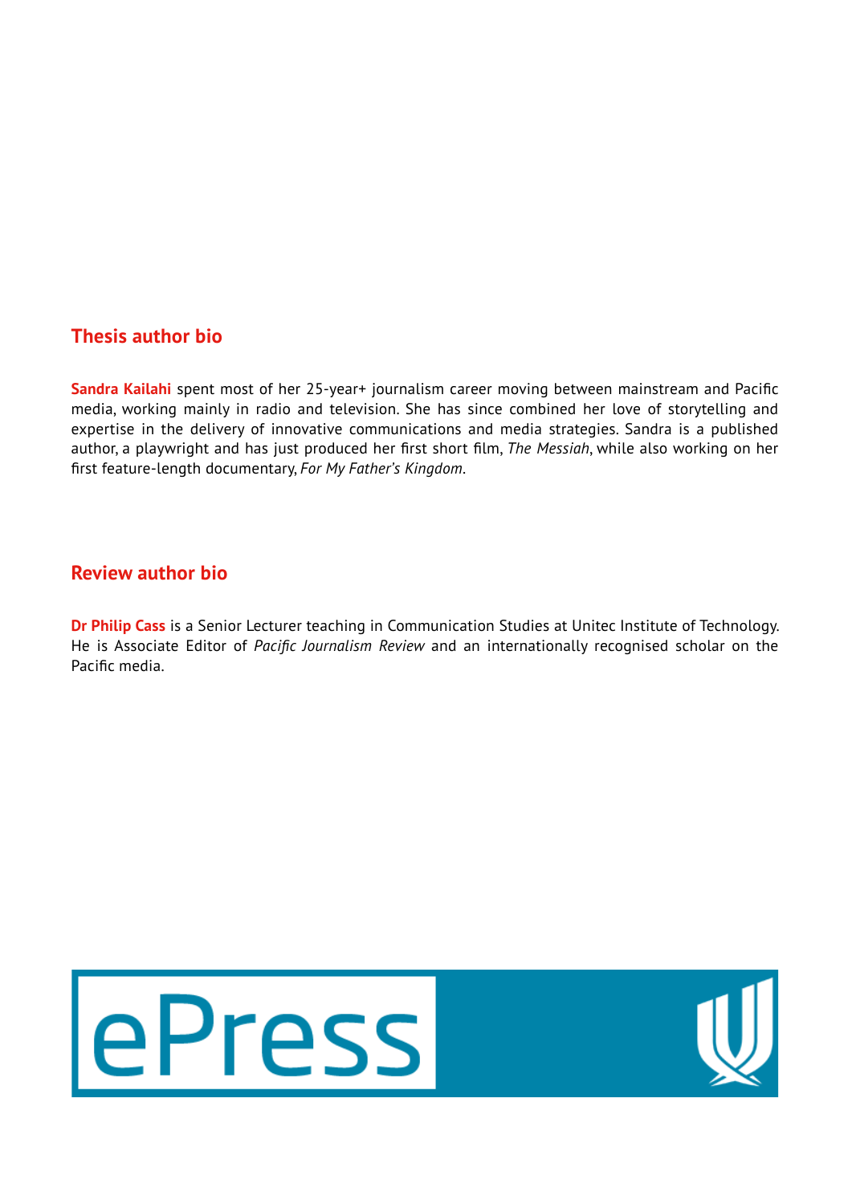## Thesis author bio

**Sandra Kailahi** spent most of her 25-year+ journalism career moving between mainstream and Pacific media, working mainly in radio and television. She has since combined her love of storytelling and expertise in the delivery of innovative communications and media strategies. Sandra is a published author, a playwright and has just produced her first short film, *The Messiah*, while also working on her first feature-length documentary, *For My Father's Kingdom*.

## Review author bio

**Dr Philip Cass** is a Senior Lecturer teaching in Communication Studies at Unitec Institute of Technology. He is Associate Editor of *Pacific Journalism Review* and an internationally recognised scholar on the Pacific media.

ePress